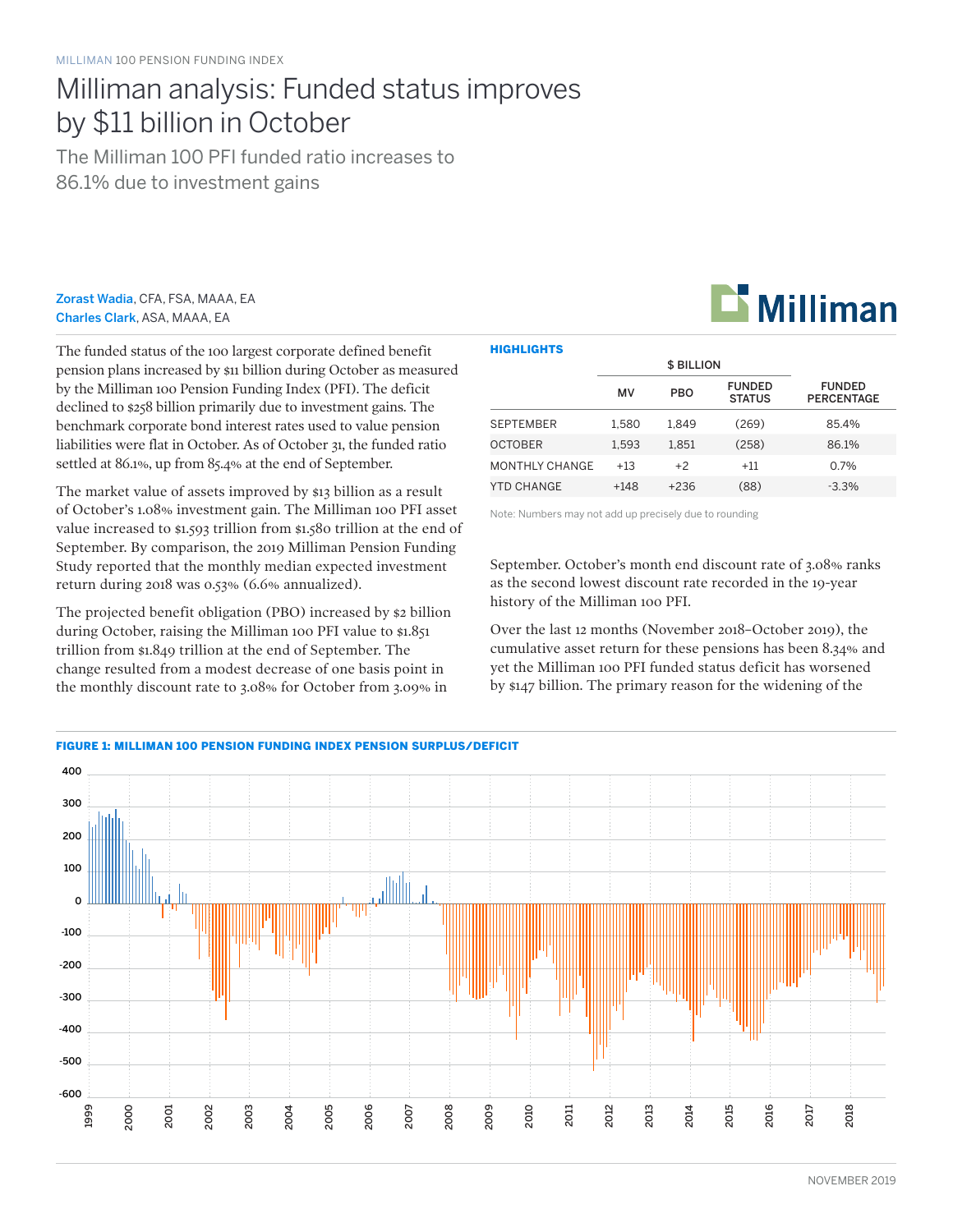MILLIMAN 100 PENSION FUNDING INDEX

# Milliman analysis: Funded status improves by $11 billion in October

## The Milliman 100 PFI funded ratio increases to 86.1% due to investment gains

**Zorast Wadia**, CFA, FSA, MAAA, EA
**Charles Clark**, ASA, MAAA, EA

The funded status of the 100 largest corporate defined benefit pension plans increased by $11 billion during October as measured by the Milliman 100 Pension Funding Index (PFI). The deficit declined to $258 billion primarily due to investment gains. The benchmark corporate bond interest rates used to value pension liabilities were flat in October. As of October 31, the funded ratio settled at 86.1%, up from 85.4% at the end of September.

The market value of assets improved by $13 billion as a result of October's 1.08% investment gain. The Milliman 100 PFI asset value increased to $1.593 trillion from $1.580 trillion at the end of September. By comparison, the 2019 Milliman Pension Funding Study reported that the monthly median expected investment return during 2018 was 0.53% (6.6% annualized).

The projected benefit obligation (PBO) increased by $2 billion during October, raising the Milliman 100 PFI value to $1.851 trillion from $1.849 trillion at the end of September. The change resulted from a modest decrease of one basis point in the monthly discount rate to 3.08% for October from 3.09% in September. October's month end discount rate of 3.08% ranks as the second lowest discount rate recorded in the 19-year history of the Milliman 100 PFI.

Over the last 12 months (November 2018–October 2019), the cumulative asset return for these pensions has been 8.34% and yet the Milliman 100 PFI funded status deficit has worsened by $147 billion. The primary reason for the widening of the

**HIGHLIGHTS**

| | $ BILLION | | | |
|---|---|---|---|---|
| | MV | PBO | FUNDED STATUS | FUNDED PERCENTAGE |
| SEPTEMBER | 1,580 | 1,849 | (269) | 85.4% |
| OCTOBER | 1,593 | 1,851 | (258) | 86.1% |
| MONTHLY CHANGE | +13 | +2 | +11 | 0.7% |
| YTD CHANGE | +148 | +236 | (88) | -3.3% |

Note: Numbers may not add up precisely due to rounding

**FIGURE 1: MILLIMAN 100 PENSION FUNDING INDEX PENSION SURPLUS/DEFICIT**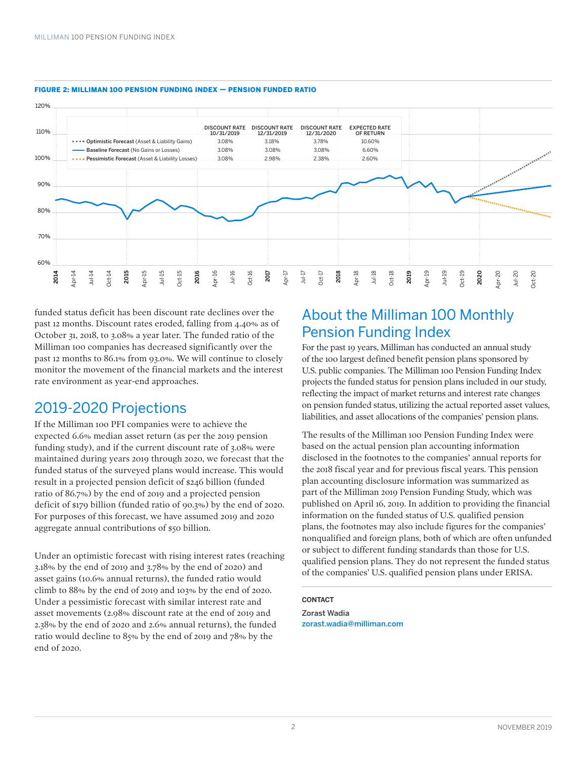**FIGURE 2: MILLIMAN 100 PENSION FUNDING INDEX — PENSION FUNDED RATIO**

| | DISCOUNT RATE 10/31/2019 | DISCOUNT RATE 12/31/2019 | DISCOUNT RATE 12/31/2020 | EXPECTED RATE OF RETURN |
|---|---|---|---|---|
| Optimistic Forecast (Asset & Liability Gains) | 3.08% | 3.18% | 3.78% | 10.60% |
| Baseline Forecast (No Gains or Losses) | 3.08% | 3.08% | 3.08% | 6.60% |
| Pessimistic Forecast (Asset & Liability Losses) | 3.08% | 2.98% | 2.38% | 2.60% |

funded status deficit has been discount rate declines over the past 12 months. Discount rates eroded, falling from 4.40% as of October 31, 2018, to 3.08% a year later. The funded ratio of the Milliman 100 companies has decreased significantly over the past 12 months to 86.1% from 93.0%. We will continue to closely monitor the movement of the financial markets and the interest rate environment as year-end approaches.

## 2019-2020 Projections

If the Milliman 100 PFI companies were to achieve the expected 6.6% median asset return (as per the 2019 pension funding study), and if the current discount rate of 3.08% were maintained during years 2019 through 2020, we forecast that the funded status of the surveyed plans would increase. This would result in a projected pension deficit of $246 billion (funded ratio of 86.7%) by the end of 2019 and a projected pension deficit of $179 billion (funded ratio of 90.3%) by the end of 2020. For purposes of this forecast, we have assumed 2019 and 2020 aggregate annual contributions of $50 billion.

Under an optimistic forecast with rising interest rates (reaching 3.18% by the end of 2019 and 3.78% by the end of 2020) and asset gains (10.6% annual returns), the funded ratio would climb to 88% by the end of 2019 and 103% by the end of 2020. Under a pessimistic forecast with similar interest rate and asset movements (2.98% discount rate at the end of 2019 and 2.38% by the end of 2020 and 2.6% annual returns), the funded ratio would decline to 85% by the end of 2019 and 78% by the end of 2020.

## About the Milliman 100 Monthly Pension Funding Index

For the past 19 years, Milliman has conducted an annual study of the 100 largest defined benefit pension plans sponsored by U.S. public companies. The Milliman 100 Pension Funding Index projects the funded status for pension plans included in our study, reflecting the impact of market returns and interest rate changes on pension funded status, utilizing the actual reported asset values, liabilities, and asset allocations of the companies' pension plans.

The results of the Milliman 100 Pension Funding Index were based on the actual pension plan accounting information disclosed in the footnotes to the companies' annual reports for the 2018 fiscal year and for previous fiscal years. This pension plan accounting disclosure information was summarized as part of the Milliman 2019 Pension Funding Study, which was published on April 16, 2019. In addition to providing the financial information on the funded status of U.S. qualified pension plans, the footnotes may also include figures for the companies' nonqualified and foreign plans, both of which are often unfunded or subject to different funding standards than those for U.S. qualified pension plans. They do not represent the funded status of the companies' U.S. qualified pension plans under ERISA.

**CONTACT**

Zorast Wadia
zorast.wadia@milliman.com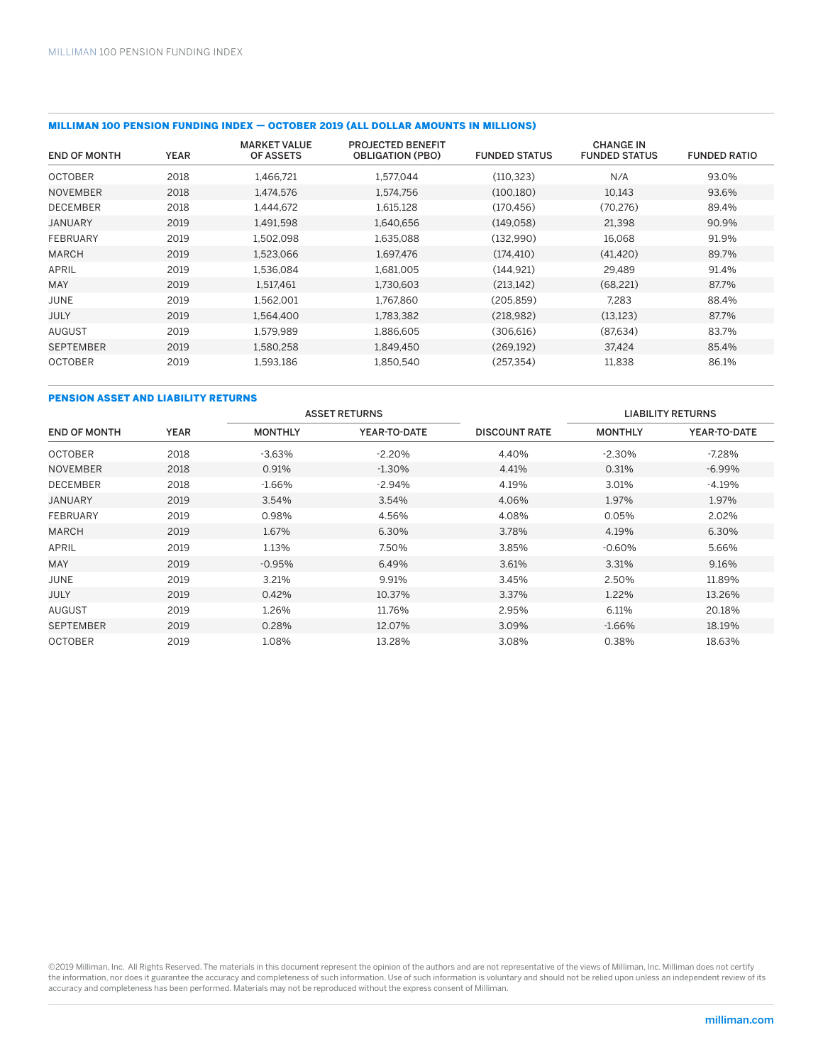### MILLIMAN 100 PENSION FUNDING INDEX — OCTOBER 2019 (ALL DOLLAR AMOUNTS IN MILLIONS)

| END OF MONTH | YEAR | MARKET VALUE OF ASSETS | PROJECTED BENEFIT OBLIGATION (PBO) | FUNDED STATUS | CHANGE IN FUNDED STATUS | FUNDED RATIO |
|---|---|---|---|---|---|---|
| OCTOBER | 2018 | 1,466,721 | 1,577,044 | (110,323) | N/A | 93.0% |
| NOVEMBER | 2018 | 1,474,576 | 1,574,756 | (100,180) | 10,143 | 93.6% |
| DECEMBER | 2018 | 1,444,672 | 1,615,128 | (170,456) | (70,276) | 89.4% |
| JANUARY | 2019 | 1,491,598 | 1,640,656 | (149,058) | 21,398 | 90.9% |
| FEBRUARY | 2019 | 1,502,098 | 1,635,088 | (132,990) | 16,068 | 91.9% |
| MARCH | 2019 | 1,523,066 | 1,697,476 | (174,410) | (41,420) | 89.7% |
| APRIL | 2019 | 1,536,084 | 1,681,005 | (144,921) | 29,489 | 91.4% |
| MAY | 2019 | 1,517,461 | 1,730,603 | (213,142) | (68,221) | 87.7% |
| JUNE | 2019 | 1,562,001 | 1,767,860 | (205,859) | 7,283 | 88.4% |
| JULY | 2019 | 1,564,400 | 1,783,382 | (218,982) | (13,123) | 87.7% |
| AUGUST | 2019 | 1,579,989 | 1,886,605 | (306,616) | (87,634) | 83.7% |
| SEPTEMBER | 2019 | 1,580,258 | 1,849,450 | (269,192) | 37,424 | 85.4% |
| OCTOBER | 2019 | 1,593,186 | 1,850,540 | (257,354) | 11,838 | 86.1% |

### PENSION ASSET AND LIABILITY RETURNS

| | | ASSET RETURNS | | | LIABILITY RETURNS | |
|---|---|---|---|---|---|---|
| END OF MONTH | YEAR | MONTHLY | YEAR-TO-DATE | DISCOUNT RATE | MONTHLY | YEAR-TO-DATE |
| OCTOBER | 2018 | -3.63% | -2.20% | 4.40% | -2.30% | -7.28% |
| NOVEMBER | 2018 | 0.91% | -1.30% | 4.41% | 0.31% | -6.99% |
| DECEMBER | 2018 | -1.66% | -2.94% | 4.19% | 3.01% | -4.19% |
| JANUARY | 2019 | 3.54% | 3.54% | 4.06% | 1.97% | 1.97% |
| FEBRUARY | 2019 | 0.98% | 4.56% | 4.08% | 0.05% | 2.02% |
| MARCH | 2019 | 1.67% | 6.30% | 3.78% | 4.19% | 6.30% |
| APRIL | 2019 | 1.13% | 7.50% | 3.85% | -0.60% | 5.66% |
| MAY | 2019 | -0.95% | 6.49% | 3.61% | 3.31% | 9.16% |
| JUNE | 2019 | 3.21% | 9.91% | 3.45% | 2.50% | 11.89% |
| JULY | 2019 | 0.42% | 10.37% | 3.37% | 1.22% | 13.26% |
| AUGUST | 2019 | 1.26% | 11.76% | 2.95% | 6.11% | 20.18% |
| SEPTEMBER | 2019 | 0.28% | 12.07% | 3.09% | -1.66% | 18.19% |
| OCTOBER | 2019 | 1.08% | 13.28% | 3.08% | 0.38% | 18.63% |

©2019 Milliman, Inc. All Rights Reserved. The materials in this document represent the opinion of the authors and are not representative of the views of Milliman, Inc. Milliman does not certify the information, nor does it guarantee the accuracy and completeness of such information. Use of such information is voluntary and should not be relied upon unless an independent review of its accuracy and completeness has been performed. Materials may not be reproduced without the express consent of Milliman.

milliman.com